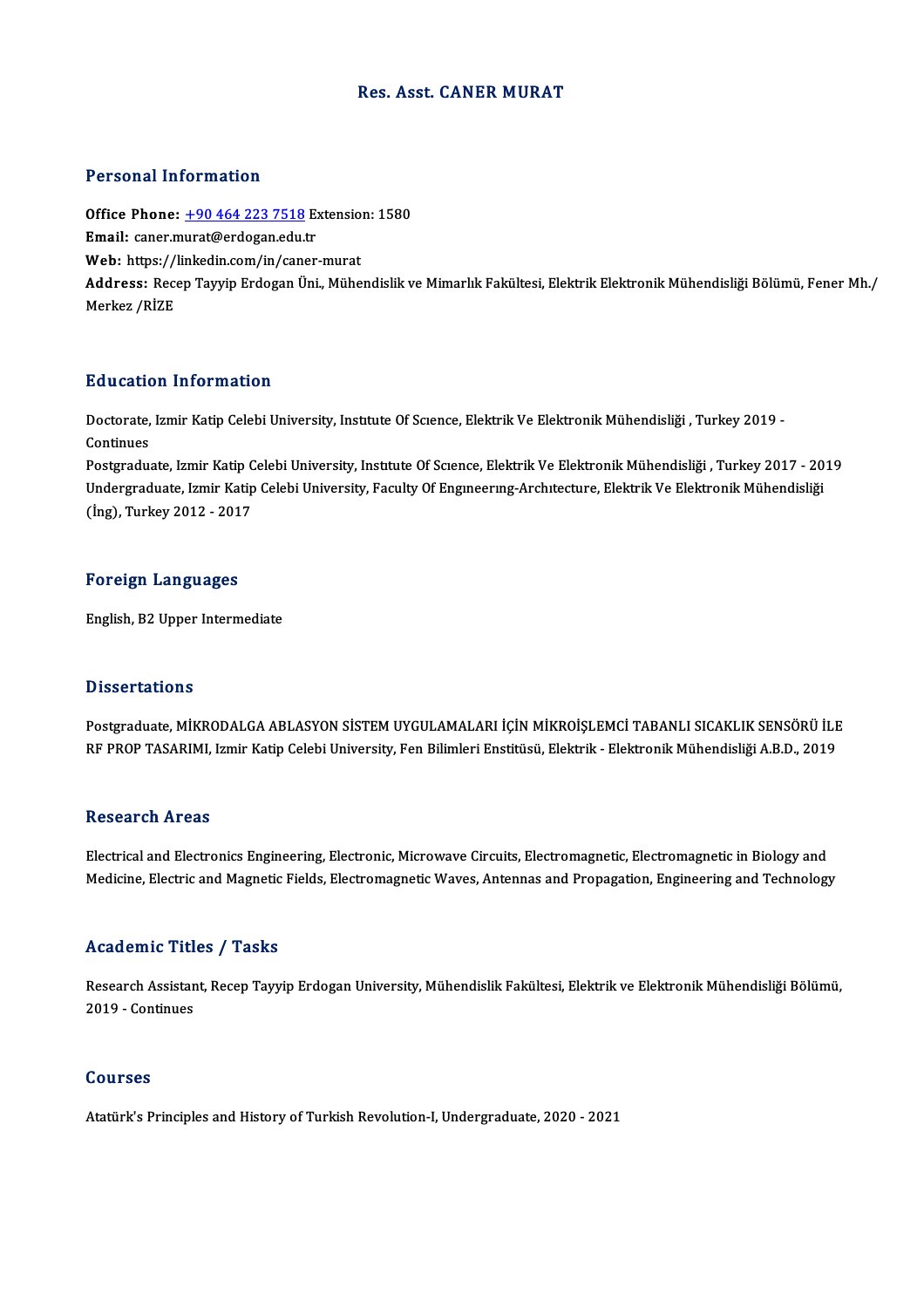# Res. Asst. CANER MURAT

## Personal Information

**Office Phone:** +90 464 223 7518 Extension: 1580
**Email:** caner.murat@erdogan.edu.tr
**Web:** https://linkedin.com/in/caner-murat
**Address:** Recep Tayyip Erdogan Üni., Mühendislik ve Mimarlık Fakültesi, Elektrik Elektronik Mühendisliği Bölümü, Fener Mh./ Merkez /RİZE

## Education Information

Doctorate, Izmir Katip Celebi University, Instıtute Of Scıence, Elektrik Ve Elektronik Mühendisliği , Turkey 2019 - Continues
Postgraduate, Izmir Katip Celebi University, Instıtute Of Scıence, Elektrik Ve Elektronik Mühendisliği , Turkey 2017 - 2019
Undergraduate, Izmir Katip Celebi University, Faculty Of Engıneerıng-Archıtecture, Elektrik Ve Elektronik Mühendisliği (İng), Turkey 2012 - 2017

## Foreign Languages

English, B2 Upper Intermediate

## Dissertations

Postgraduate, MİKRODALGA ABLASYON SİSTEM UYGULAMALARI İÇİN MİKROİŞLEMCİ TABANLI SICAKLIK SENSÖRÜ İLE RF PROP TASARIMI, Izmir Katip Celebi University, Fen Bilimleri Enstitüsü, Elektrik - Elektronik Mühendisliği A.B.D., 2019

## Research Areas

Electrical and Electronics Engineering, Electronic, Microwave Circuits, Electromagnetic, Electromagnetic in Biology and Medicine, Electric and Magnetic Fields, Electromagnetic Waves, Antennas and Propagation, Engineering and Technology

## Academic Titles / Tasks

Research Assistant, Recep Tayyip Erdogan University, Mühendislik Fakültesi, Elektrik ve Elektronik Mühendisliği Bölümü, 2019 - Continues

## Courses

Atatürk's Principles and History of Turkish Revolution-I, Undergraduate, 2020 - 2021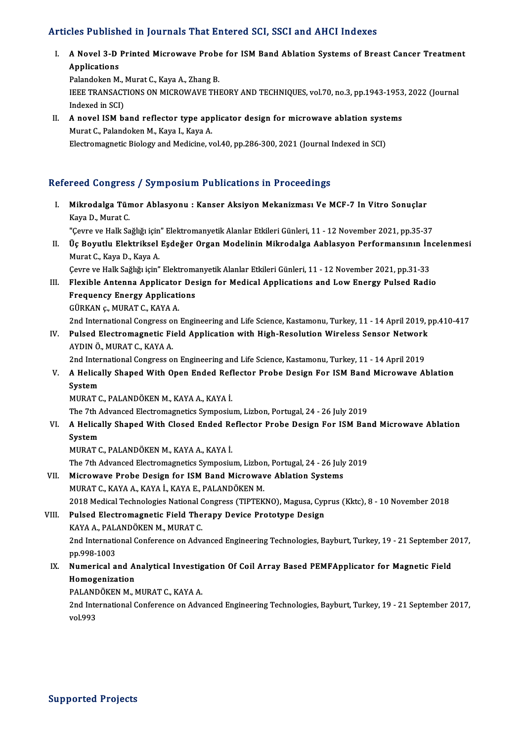## Articles Published in Journals That Entered SCI, SSCI and AHCI Indexes

I. **A Novel 3-D Printed Microwave Probe for ISM Band Ablation Systems of Breast Cancer Treatment Applications**
   Palandoken M., Murat C., Kaya A., Zhang B.
   IEEE TRANSACTIONS ON MICROWAVE THEORY AND TECHNIQUES, vol.70, no.3, pp.1943-1953, 2022 (Journal Indexed in SCI)

II. **A novel ISM band reflector type applicator design for microwave ablation systems**
   Murat C., Palandoken M., Kaya I., Kaya A.
   Electromagnetic Biology and Medicine, vol.40, pp.286-300, 2021 (Journal Indexed in SCI)

## Refereed Congress / Symposium Publications in Proceedings

I. **Mikrodalga Tümor Ablasyonu : Kanser Aksiyon Mekanizması Ve MCF-7 In Vitro Sonuçlar**
   Kaya D., Murat C.
   "Çevre ve Halk Sağlığı için" Elektromanyetik Alanlar Etkileri Günleri, 11 - 12 November 2021, pp.35-37

II. **Üç Boyutlu Elektriksel Eşdeğer Organ Modelinin Mikrodalga Aablasyon Performansının İncelenmesi**
   Murat C., Kaya D., Kaya A.
   Çevre ve Halk Sağlığı için" Elektromanyetik Alanlar Etkileri Günleri, 11 - 12 November 2021, pp.31-33

III. **Flexible Antenna Applicator Design for Medical Applications and Low Energy Pulsed Radio Frequency Energy Applications**
   GÜRKAN ç., MURAT C., KAYA A.
   2nd International Congress on Engineering and Life Science, Kastamonu, Turkey, 11 - 14 April 2019, pp.410-417

IV. **Pulsed Electromagnetic Field Application with High-Resolution Wireless Sensor Network**
   AYDIN Ö., MURAT C., KAYA A.
   2nd International Congress on Engineering and Life Science, Kastamonu, Turkey, 11 - 14 April 2019

V. **A Helically Shaped With Open Ended Reflector Probe Design For ISM Band Microwave Ablation System**
   MURAT C., PALANDÖKEN M., KAYA A., KAYA İ.
   The 7th Advanced Electromagnetics Symposium, Lizbon, Portugal, 24 - 26 July 2019

VI. **A Helically Shaped With Closed Ended Reflector Probe Design For ISM Band Microwave Ablation System**
   MURAT C., PALANDÖKEN M., KAYA A., KAYA İ.
   The 7th Advanced Electromagnetics Symposium, Lizbon, Portugal, 24 - 26 July 2019

VII. **Microwave Probe Design for ISM Band Microwave Ablation Systems**
   MURAT C., KAYA A., KAYA İ., KAYA E., PALANDÖKEN M.
   2018 Medical Technologies National Congress (TIPTEKNO), Magusa, Cyprus (Kktc), 8 - 10 November 2018

VIII. **Pulsed Electromagnetic Field Therapy Device Prototype Design**
   KAYA A., PALANDÖKEN M., MURAT C.
   2nd International Conference on Advanced Engineering Technologies, Bayburt, Turkey, 19 - 21 September 2017, pp.998-1003

IX. **Numerical and Analytical Investigation Of Coil Array Based PEMFApplicator for Magnetic Field Homogenization**
   PALANDÖKEN M., MURAT C., KAYA A.
   2nd International Conference on Advanced Engineering Technologies, Bayburt, Turkey, 19 - 21 September 2017, vol.993

## Supported Projects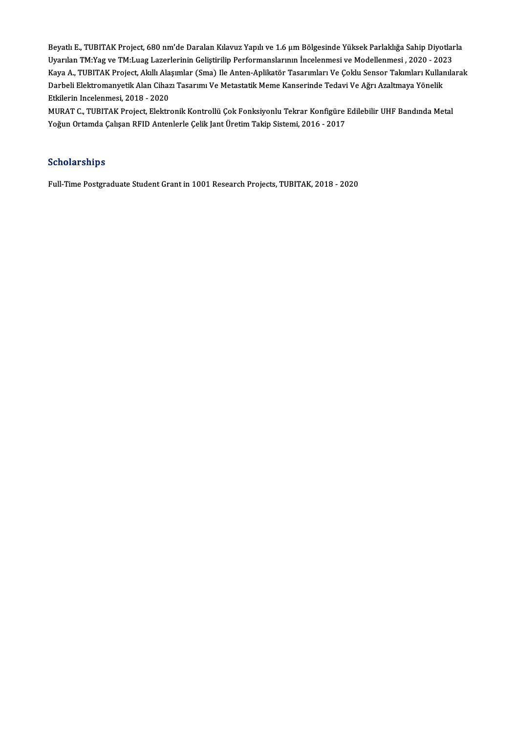Beyatlı E., TUBITAK Project, 680 nm'de Daralan Kılavuz Yapılı ve 1.6 µm Bölgesinde Yüksek Parlaklığa Sahip Diyotlarla Uyarılan TM:Yag ve TM:Luag Lazerlerinin Geliştirilip Performanslarının İncelenmesi ve Modellenmesi , 2020 - 2023

Kaya A., TUBITAK Project, Akıllı Alaşımlar (Sma) Ile Anten-Aplikatör Tasarımları Ve Çoklu Sensor Takımları Kullanılarak Darbeli Elektromanyetik Alan Cihazı Tasarımı Ve Metastatik Meme Kanserinde Tedavi Ve Ağrı Azaltmaya Yönelik Etkilerin Incelenmesi, 2018 - 2020

MURAT C., TUBITAK Project, Elektronik Kontrollü Çok Fonksiyonlu Tekrar Konfigüre Edilebilir UHF Bandında Metal Yoğun Ortamda Çalışan RFID Antenlerle Çelik Jant Üretim Takip Sistemi, 2016 - 2017

## Scholarships

Full-Time Postgraduate Student Grant in 1001 Research Projects, TUBITAK, 2018 - 2020